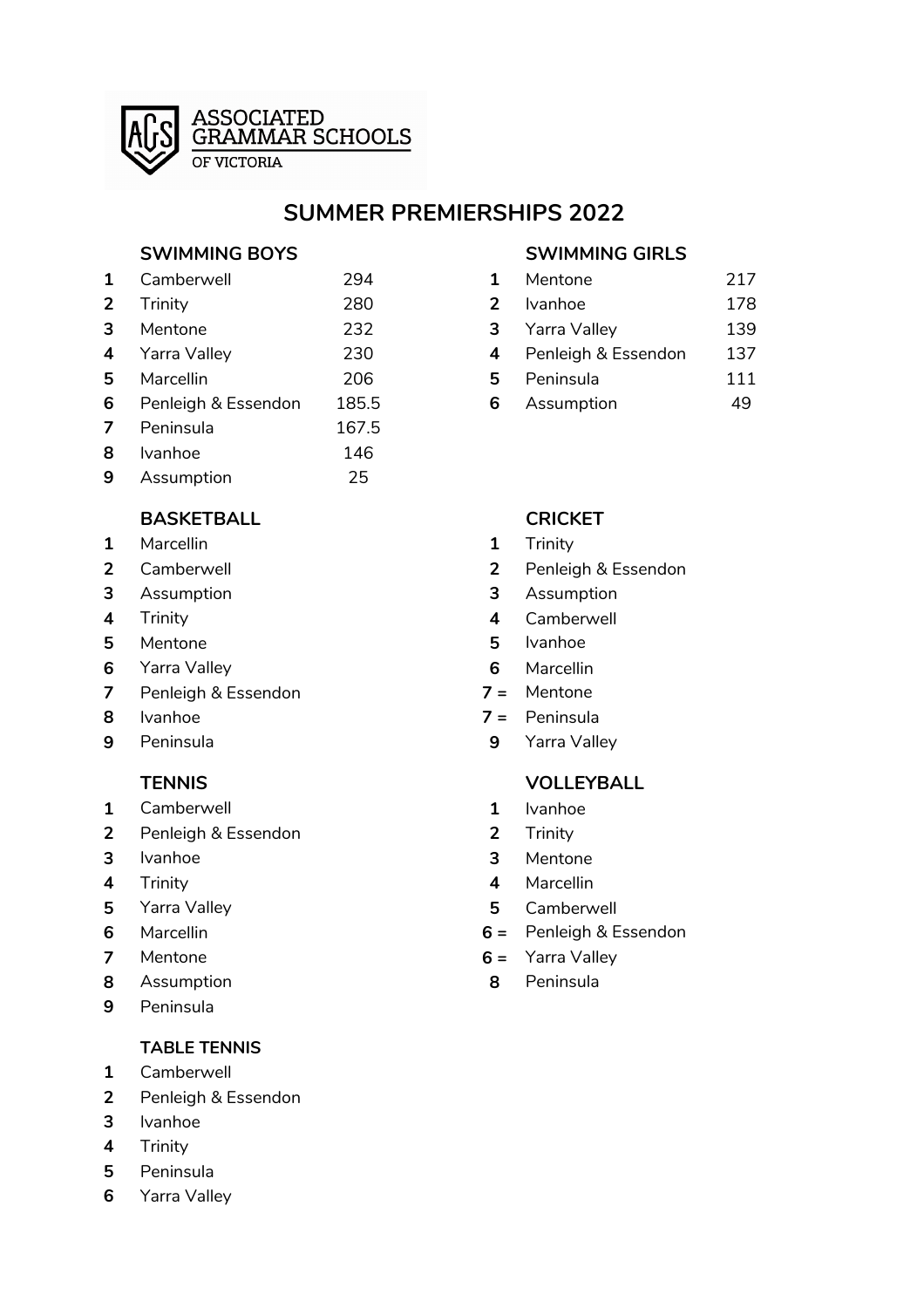ASSOCIATED GRAMMAR SCHOOLS OF VICTORIA

# SUMMER PREMIERSHIPS 2022

## SWIMMING BOYS

| | | |
|---|---|---|
| 1 | Camberwell | 294 |
| 2 | Trinity | 280 |
| 3 | Mentone | 232 |
| 4 | Yarra Valley | 230 |
| 5 | Marcellin | 206 |
| 6 | Penleigh & Essendon | 185.5 |
| 7 | Peninsula | 167.5 |
| 8 | Ivanhoe | 146 |
| 9 | Assumption | 25 |

## SWIMMING GIRLS

| | | |
|---|---|---|
| 1 | Mentone | 217 |
| 2 | Ivanhoe | 178 |
| 3 | Yarra Valley | 139 |
| 4 | Penleigh & Essendon | 137 |
| 5 | Peninsula | 111 |
| 6 | Assumption | 49 |

## BASKETBALL

| | |
|---|---|
| 1 | Marcellin |
| 2 | Camberwell |
| 3 | Assumption |
| 4 | Trinity |
| 5 | Mentone |
| 6 | Yarra Valley |
| 7 | Penleigh & Essendon |
| 8 | Ivanhoe |
| 9 | Peninsula |

## CRICKET

| | |
|---|---|
| 1 | Trinity |
| 2 | Penleigh & Essendon |
| 3 | Assumption |
| 4 | Camberwell |
| 5 | Ivanhoe |
| 6 | Marcellin |
| 7 = | Mentone |
| 7 = | Peninsula |
| 9 | Yarra Valley |

## TENNIS

| | |
|---|---|
| 1 | Camberwell |
| 2 | Penleigh & Essendon |
| 3 | Ivanhoe |
| 4 | Trinity |
| 5 | Yarra Valley |
| 6 | Marcellin |
| 7 | Mentone |
| 8 | Assumption |
| 9 | Peninsula |

## VOLLEYBALL

| | |
|---|---|
| 1 | Ivanhoe |
| 2 | Trinity |
| 3 | Mentone |
| 4 | Marcellin |
| 5 | Camberwell |
| 6 = | Penleigh & Essendon |
| 6 = | Yarra Valley |
| 8 | Peninsula |

## TABLE TENNIS

| | |
|---|---|
| 1 | Camberwell |
| 2 | Penleigh & Essendon |
| 3 | Ivanhoe |
| 4 | Trinity |
| 5 | Peninsula |
| 6 | Yarra Valley |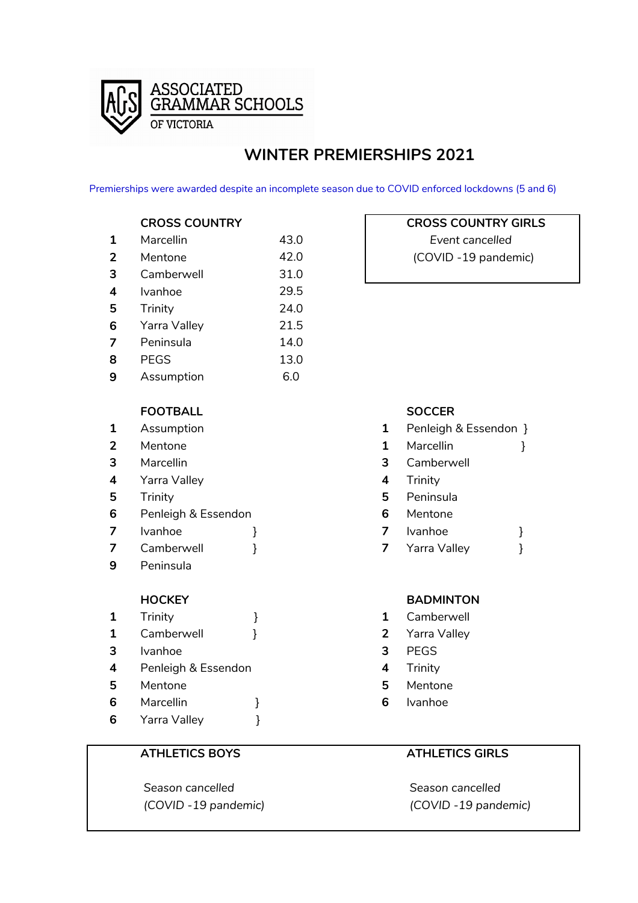ASSOCIATED GRAMMAR SCHOOLS OF VICTORIA

# WINTER PREMIERSHIPS 2021

Premierships were awarded despite an incomplete season due to COVID enforced lockdowns (5 and 6)

### CROSS COUNTRY

| | | |
|---|---|---|
| 1 | Marcellin | 43.0 |
| 2 | Mentone | 42.0 |
| 3 | Camberwell | 31.0 |
| 4 | Ivanhoe | 29.5 |
| 5 | Trinity | 24.0 |
| 6 | Yarra Valley | 21.5 |
| 7 | Peninsula | 14.0 |
| 8 | PEGS | 13.0 |
| 9 | Assumption | 6.0 |

### CROSS COUNTRY GIRLS

*Event cancelled*

(COVID -19 pandemic)

### FOOTBALL

| | |
|---|---|
| 1 | Assumption |
| 2 | Mentone |
| 3 | Marcellin |
| 4 | Yarra Valley |
| 5 | Trinity |
| 6 | Penleigh & Essendon |
| 7 | Ivanhoe } |
| 7 | Camberwell } |
| 9 | Peninsula |

### SOCCER

| | |
|---|---|
| 1 | Penleigh & Essendon } |
| 1 | Marcellin } |
| 3 | Camberwell |
| 4 | Trinity |
| 5 | Peninsula |
| 6 | Mentone |
| 7 | Ivanhoe } |
| 7 | Yarra Valley } |

### HOCKEY

| | |
|---|---|
| 1 | Trinity } |
| 1 | Camberwell } |
| 3 | Ivanhoe |
| 4 | Penleigh & Essendon |
| 5 | Mentone |
| 6 | Marcellin } |
| 6 | Yarra Valley } |

### BADMINTON

| | |
|---|---|
| 1 | Camberwell |
| 2 | Yarra Valley |
| 3 | PEGS |
| 4 | Trinity |
| 5 | Mentone |
| 6 | Ivanhoe |

### ATHLETICS BOYS

*Season cancelled*

*(COVID -19 pandemic)*

### ATHLETICS GIRLS

*Season cancelled*

*(COVID -19 pandemic)*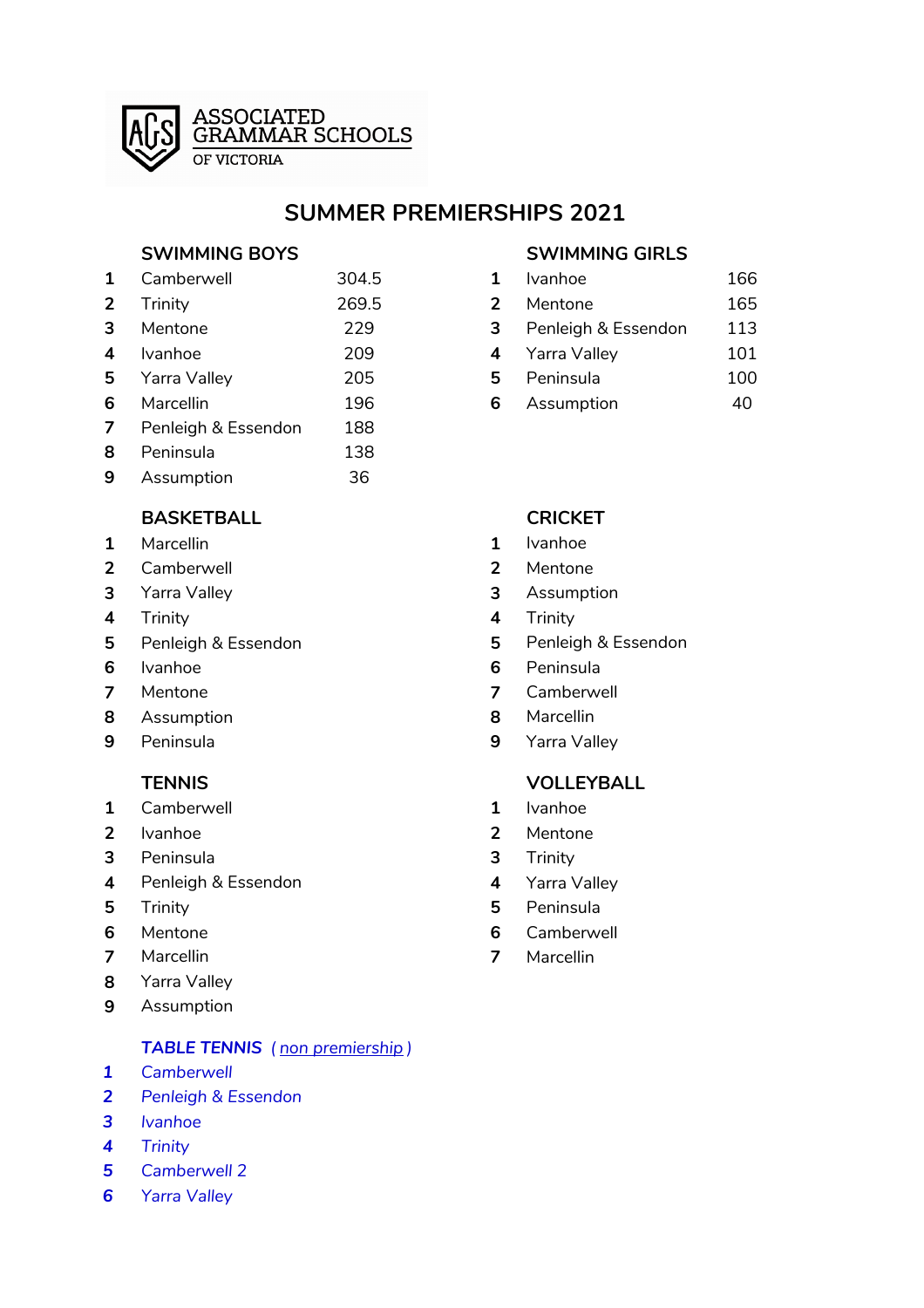ASSOCIATED GRAMMAR SCHOOLS OF VICTORIA

# SUMMER PREMIERSHIPS 2021

## SWIMMING BOYS

| | | |
|---|---|---|
| 1 | Camberwell | 304.5 |
| 2 | Trinity | 269.5 |
| 3 | Mentone | 229 |
| 4 | Ivanhoe | 209 |
| 5 | Yarra Valley | 205 |
| 6 | Marcellin | 196 |
| 7 | Penleigh & Essendon | 188 |
| 8 | Peninsula | 138 |
| 9 | Assumption | 36 |

## SWIMMING GIRLS

| | | |
|---|---|---|
| 1 | Ivanhoe | 166 |
| 2 | Mentone | 165 |
| 3 | Penleigh & Essendon | 113 |
| 4 | Yarra Valley | 101 |
| 5 | Peninsula | 100 |
| 6 | Assumption | 40 |

## BASKETBALL

1. Marcellin
2. Camberwell
3. Yarra Valley
4. Trinity
5. Penleigh & Essendon
6. Ivanhoe
7. Mentone
8. Assumption
9. Peninsula

## CRICKET

1. Ivanhoe
2. Mentone
3. Assumption
4. Trinity
5. Penleigh & Essendon
6. Peninsula
7. Camberwell
8. Marcellin
9. Yarra Valley

## TENNIS

1. Camberwell
2. Ivanhoe
3. Peninsula
4. Penleigh & Essendon
5. Trinity
6. Mentone
7. Marcellin
8. Yarra Valley
9. Assumption

## VOLLEYBALL

1. Ivanhoe
2. Mentone
3. Trinity
4. Yarra Valley
5. Peninsula
6. Camberwell
7. Marcellin

## *TABLE TENNIS* *( non premiership )*

1. *Camberwell*
2. *Penleigh & Essendon*
3. *Ivanhoe*
4. *Trinity*
5. *Camberwell 2*
6. *Yarra Valley*